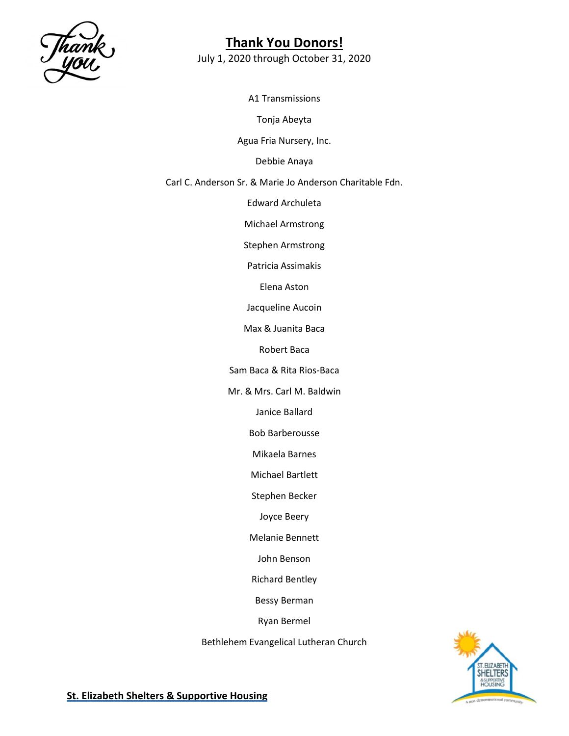# Thank You Donors!

July 1, 2020 through October 31, 2020

A1 Transmissions

Tonja Abeyta

Agua Fria Nursery, Inc.

Debbie Anaya

Carl C. Anderson Sr. & Marie Jo Anderson Charitable Fdn.

Edward Archuleta

Michael Armstrong

Stephen Armstrong

Patricia Assimakis

Elena Aston

Jacqueline Aucoin

Max & Juanita Baca

Robert Baca

Sam Baca & Rita Rios-Baca

Mr. & Mrs. Carl M. Baldwin

Janice Ballard

Bob Barberousse

Mikaela Barnes

Michael Bartlett

Stephen Becker

Joyce Beery

Melanie Bennett

John Benson

Richard Bentley

Bessy Berman

Ryan Bermel

Bethlehem Evangelical Lutheran Church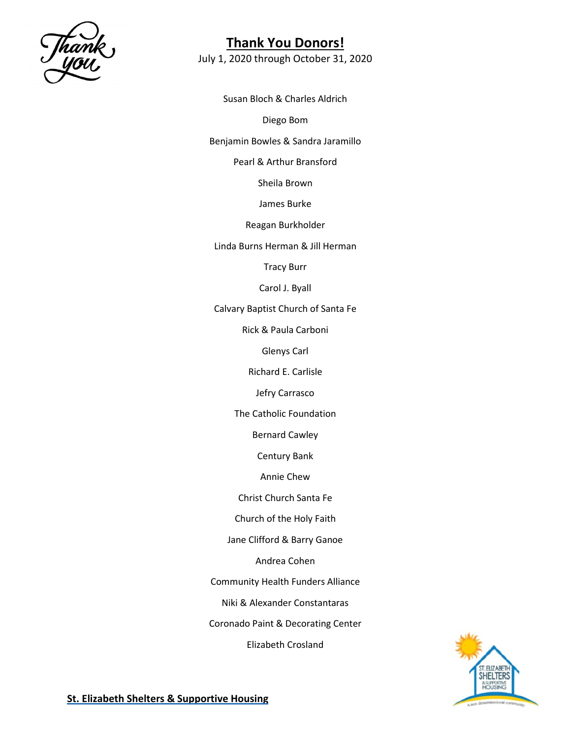# Thank You Donors!

July 1, 2020 through October 31, 2020

Susan Bloch & Charles Aldrich

Diego Bom

Benjamin Bowles & Sandra Jaramillo

Pearl & Arthur Bransford

Sheila Brown

James Burke

Reagan Burkholder

Linda Burns Herman & Jill Herman

Tracy Burr

Carol J. Byall

Calvary Baptist Church of Santa Fe

Rick & Paula Carboni

Glenys Carl

Richard E. Carlisle

Jefry Carrasco

The Catholic Foundation

Bernard Cawley

Century Bank

Annie Chew

Christ Church Santa Fe

Church of the Holy Faith

Jane Clifford & Barry Ganoe

Andrea Cohen

Community Health Funders Alliance

Niki & Alexander Constantaras

Coronado Paint & Decorating Center

Elizabeth Crosland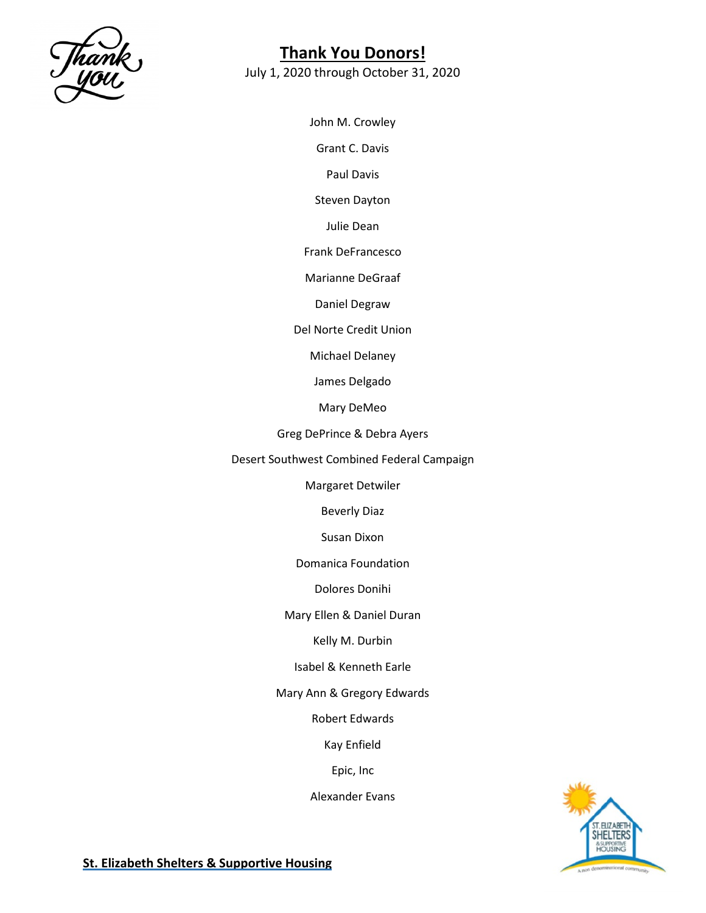# Thank You Donors!

July 1, 2020 through October 31, 2020

John M. Crowley

Grant C. Davis

Paul Davis

Steven Dayton

Julie Dean

Frank DeFrancesco

Marianne DeGraaf

Daniel Degraw

Del Norte Credit Union

Michael Delaney

James Delgado

Mary DeMeo

Greg DePrince & Debra Ayers

Desert Southwest Combined Federal Campaign

Margaret Detwiler

Beverly Diaz

Susan Dixon

Domanica Foundation

Dolores Donihi

Mary Ellen & Daniel Duran

Kelly M. Durbin

Isabel & Kenneth Earle

Mary Ann & Gregory Edwards

Robert Edwards

Kay Enfield

Epic, Inc

Alexander Evans

**St. Elizabeth Shelters & Supportive Housing**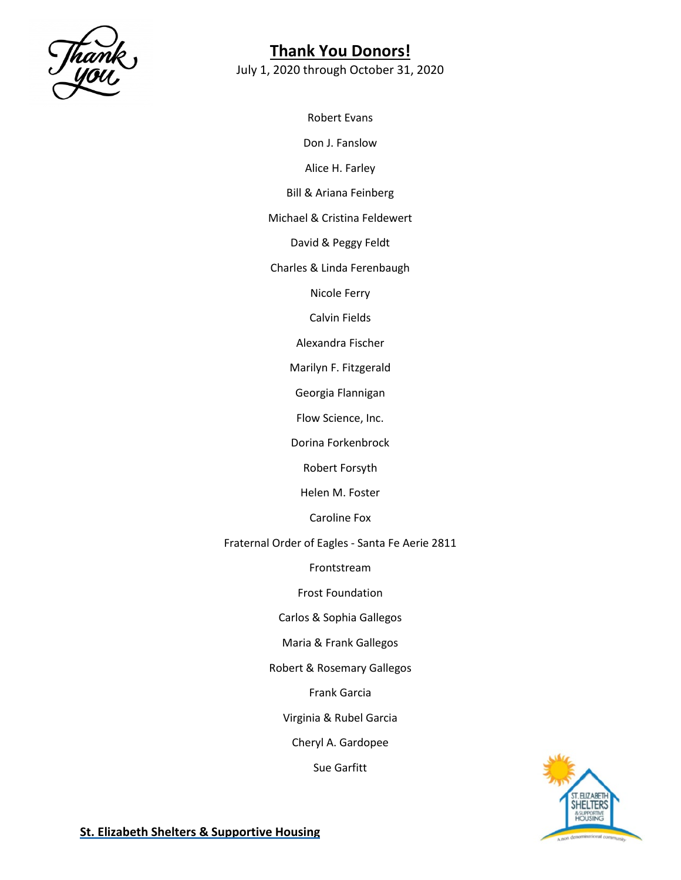# Thank You Donors!

July 1, 2020 through October 31, 2020

Robert Evans

Don J. Fanslow

Alice H. Farley

Bill & Ariana Feinberg

Michael & Cristina Feldewert

David & Peggy Feldt

Charles & Linda Ferenbaugh

Nicole Ferry

Calvin Fields

Alexandra Fischer

Marilyn F. Fitzgerald

Georgia Flannigan

Flow Science, Inc.

Dorina Forkenbrock

Robert Forsyth

Helen M. Foster

Caroline Fox

Fraternal Order of Eagles - Santa Fe Aerie 2811

Frontstream

Frost Foundation

Carlos & Sophia Gallegos

Maria & Frank Gallegos

Robert & Rosemary Gallegos

Frank Garcia

Virginia & Rubel Garcia

Cheryl A. Gardopee

Sue Garfitt

**St. Elizabeth Shelters & Supportive Housing**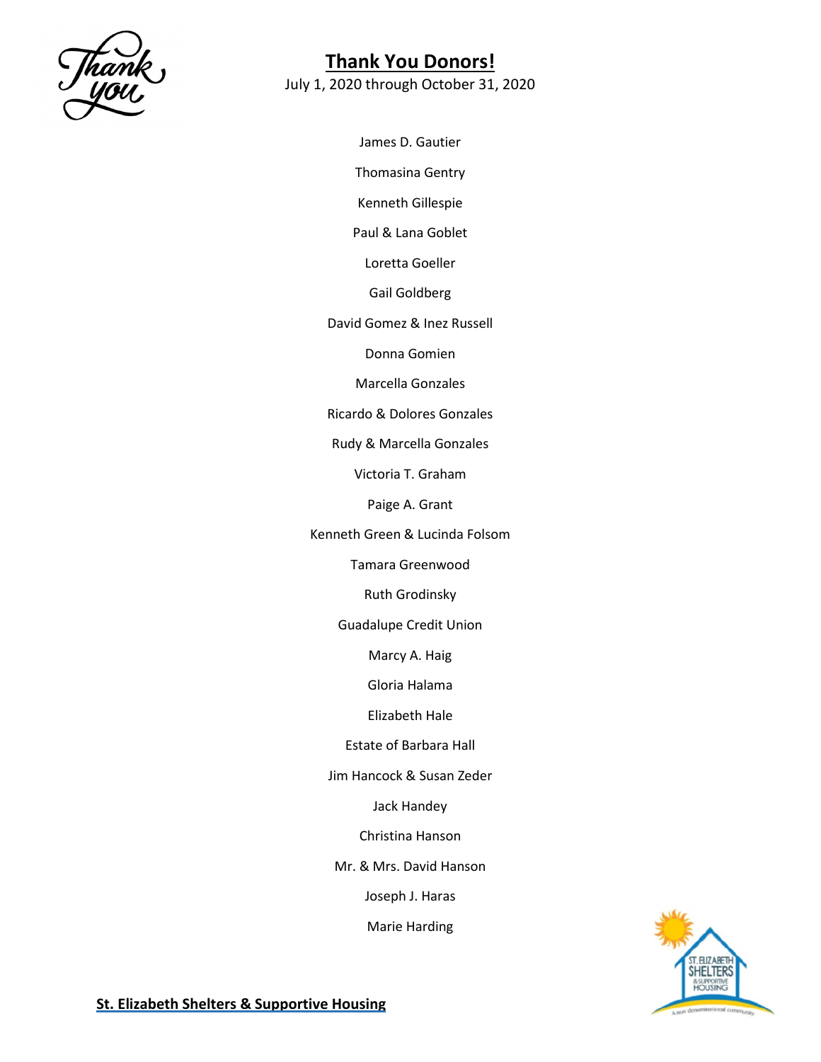## Thank You Donors!

July 1, 2020 through October 31, 2020

James D. Gautier

Thomasina Gentry

Kenneth Gillespie

Paul & Lana Goblet

Loretta Goeller

Gail Goldberg

David Gomez & Inez Russell

Donna Gomien

Marcella Gonzales

Ricardo & Dolores Gonzales

Rudy & Marcella Gonzales

Victoria T. Graham

Paige A. Grant

Kenneth Green & Lucinda Folsom

Tamara Greenwood

Ruth Grodinsky

Guadalupe Credit Union

Marcy A. Haig

Gloria Halama

Elizabeth Hale

Estate of Barbara Hall

Jim Hancock & Susan Zeder

Jack Handey

Christina Hanson

Mr. & Mrs. David Hanson

Joseph J. Haras

Marie Harding

**St. Elizabeth Shelters & Supportive Housing**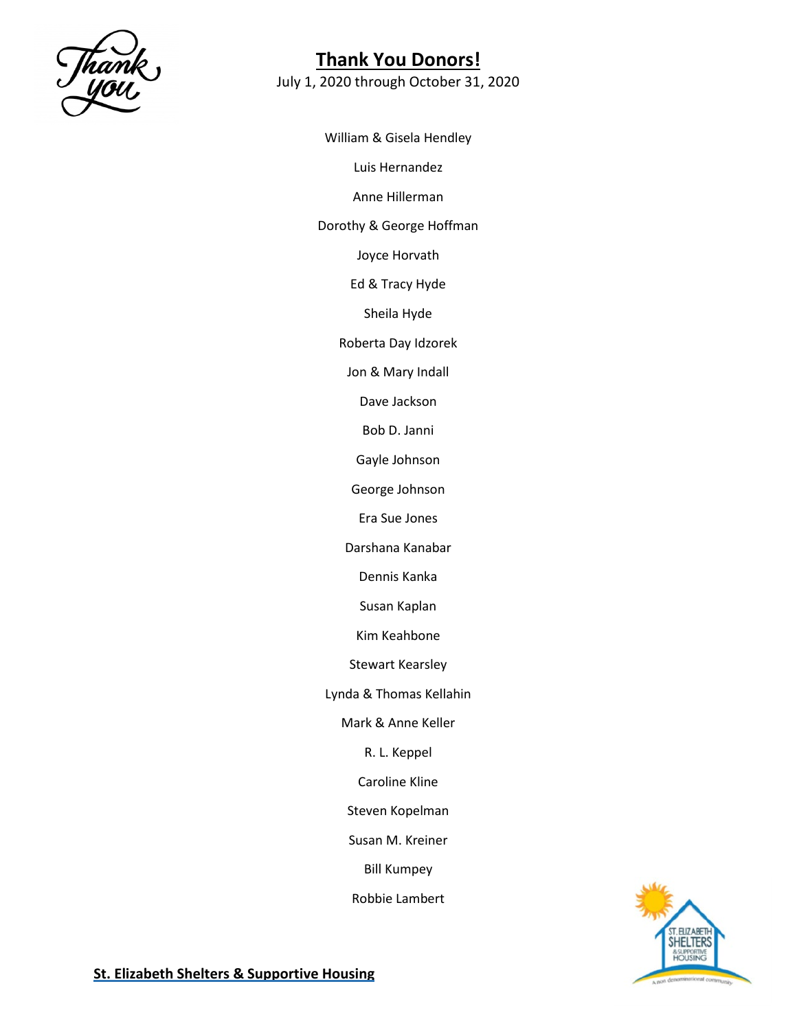# Thank You Donors!

July 1, 2020 through October 31, 2020

William & Gisela Hendley

Luis Hernandez

Anne Hillerman

Dorothy & George Hoffman

Joyce Horvath

Ed & Tracy Hyde

Sheila Hyde

Roberta Day Idzorek

Jon & Mary Indall

Dave Jackson

Bob D. Janni

Gayle Johnson

George Johnson

Era Sue Jones

Darshana Kanabar

Dennis Kanka

Susan Kaplan

Kim Keahbone

Stewart Kearsley

Lynda & Thomas Kellahin

Mark & Anne Keller

R. L. Keppel

Caroline Kline

Steven Kopelman

Susan M. Kreiner

Bill Kumpey

Robbie Lambert

**St. Elizabeth Shelters & Supportive Housing**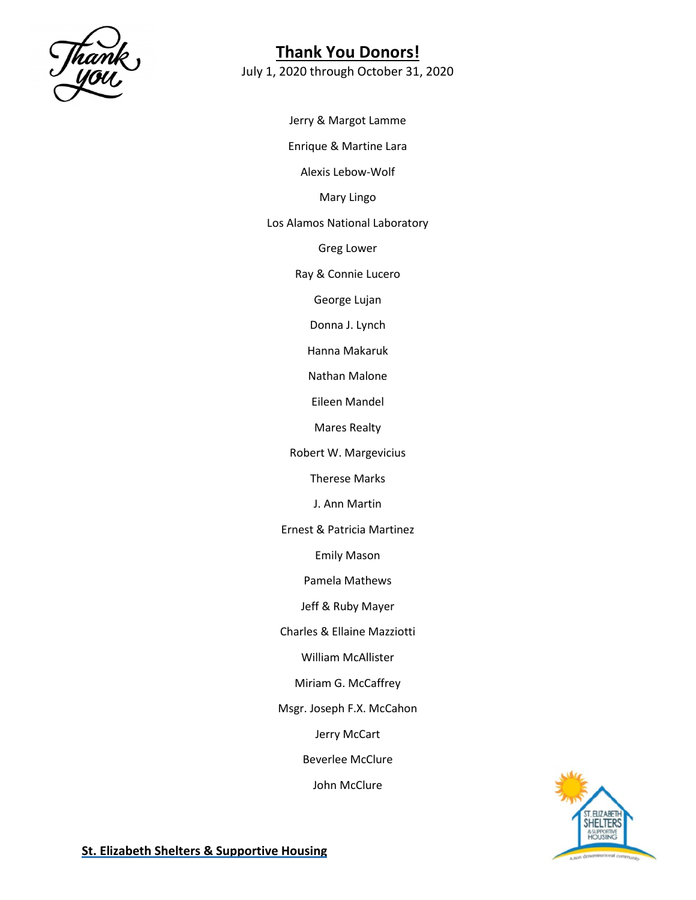# Thank You Donors!

July 1, 2020 through October 31, 2020

Jerry & Margot Lamme

Enrique & Martine Lara

Alexis Lebow-Wolf

Mary Lingo

Los Alamos National Laboratory

Greg Lower

Ray & Connie Lucero

George Lujan

Donna J. Lynch

Hanna Makaruk

Nathan Malone

Eileen Mandel

Mares Realty

Robert W. Margevicius

Therese Marks

J. Ann Martin

Ernest & Patricia Martinez

Emily Mason

Pamela Mathews

Jeff & Ruby Mayer

Charles & Ellaine Mazziotti

William McAllister

Miriam G. McCaffrey

Msgr. Joseph F.X. McCahon

Jerry McCart

Beverlee McClure

John McClure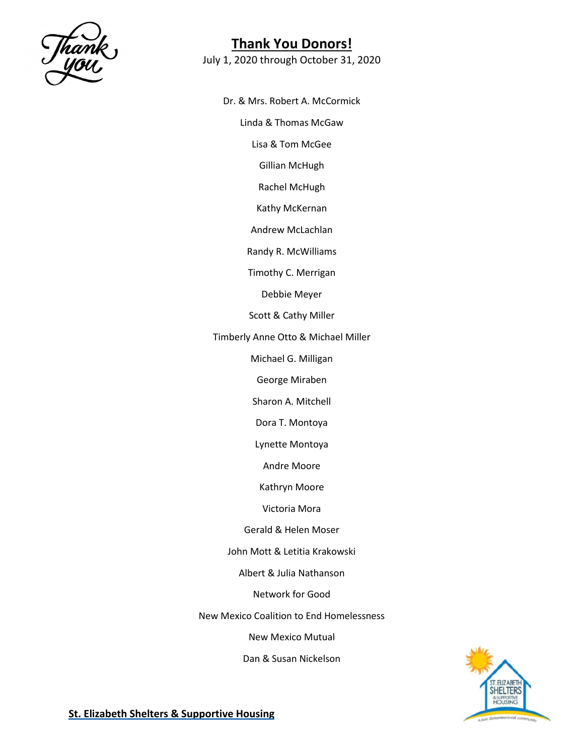# Thank You Donors!

July 1, 2020 through October 31, 2020

Dr. & Mrs. Robert A. McCormick

Linda & Thomas McGaw

Lisa & Tom McGee

Gillian McHugh

Rachel McHugh

Kathy McKernan

Andrew McLachlan

Randy R. McWilliams

Timothy C. Merrigan

Debbie Meyer

Scott & Cathy Miller

Timberly Anne Otto & Michael Miller

Michael G. Milligan

George Miraben

Sharon A. Mitchell

Dora T. Montoya

Lynette Montoya

Andre Moore

Kathryn Moore

Victoria Mora

Gerald & Helen Moser

John Mott & Letitia Krakowski

Albert & Julia Nathanson

Network for Good

New Mexico Coalition to End Homelessness

New Mexico Mutual

Dan & Susan Nickelson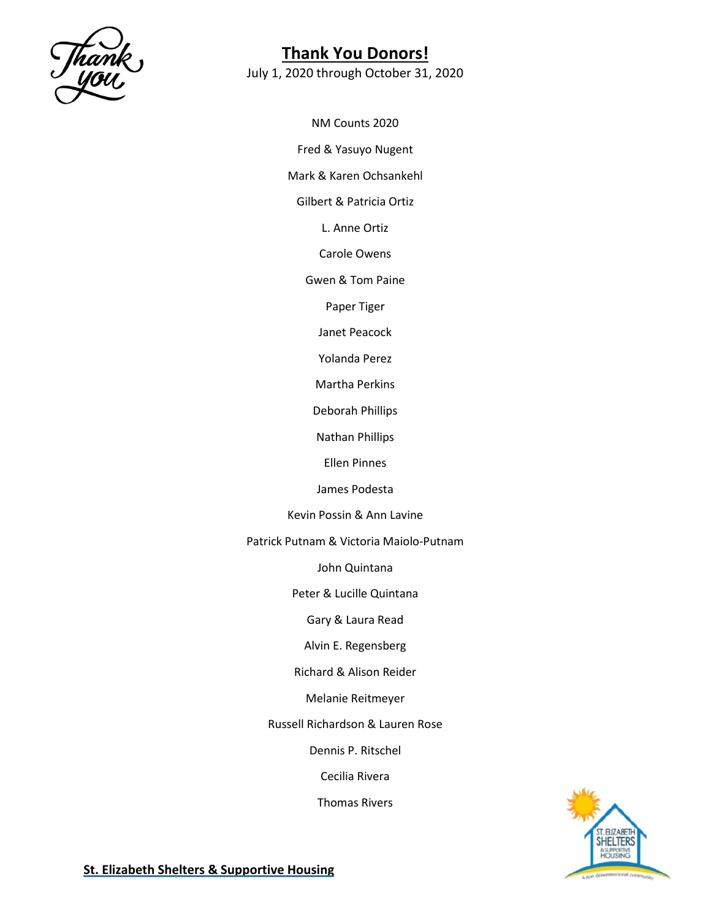# Thank You Donors!

July 1, 2020 through October 31, 2020

NM Counts 2020

Fred & Yasuyo Nugent

Mark & Karen Ochsankehl

Gilbert & Patricia Ortiz

L. Anne Ortiz

Carole Owens

Gwen & Tom Paine

Paper Tiger

Janet Peacock

Yolanda Perez

Martha Perkins

Deborah Phillips

Nathan Phillips

Ellen Pinnes

James Podesta

Kevin Possin & Ann Lavine

Patrick Putnam & Victoria Maiolo-Putnam

John Quintana

Peter & Lucille Quintana

Gary & Laura Read

Alvin E. Regensberg

Richard & Alison Reider

Melanie Reitmeyer

Russell Richardson & Lauren Rose

Dennis P. Ritschel

Cecilia Rivera

Thomas Rivers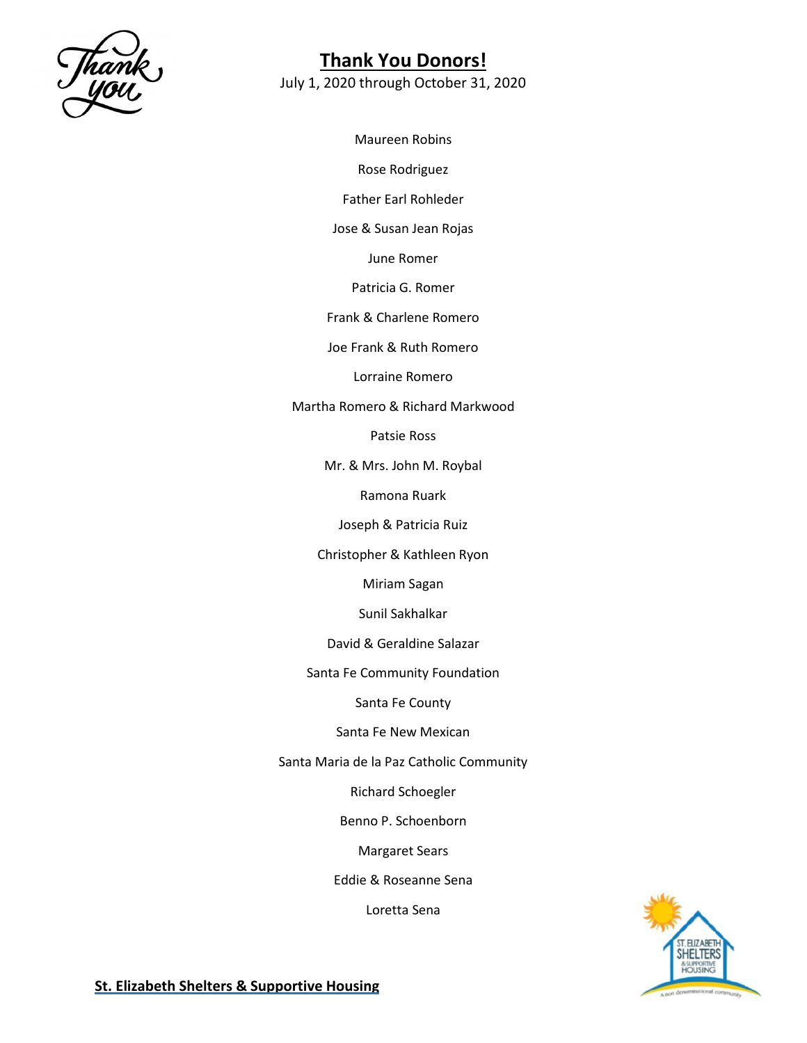# Thank You Donors!

July 1, 2020 through October 31, 2020

Maureen Robins

Rose Rodriguez

Father Earl Rohleder

Jose & Susan Jean Rojas

June Romer

Patricia G. Romer

Frank & Charlene Romero

Joe Frank & Ruth Romero

Lorraine Romero

Martha Romero & Richard Markwood

Patsie Ross

Mr. & Mrs. John M. Roybal

Ramona Ruark

Joseph & Patricia Ruiz

Christopher & Kathleen Ryon

Miriam Sagan

Sunil Sakhalkar

David & Geraldine Salazar

Santa Fe Community Foundation

Santa Fe County

Santa Fe New Mexican

Santa Maria de la Paz Catholic Community

Richard Schoegler

Benno P. Schoenborn

Margaret Sears

Eddie & Roseanne Sena

Loretta Sena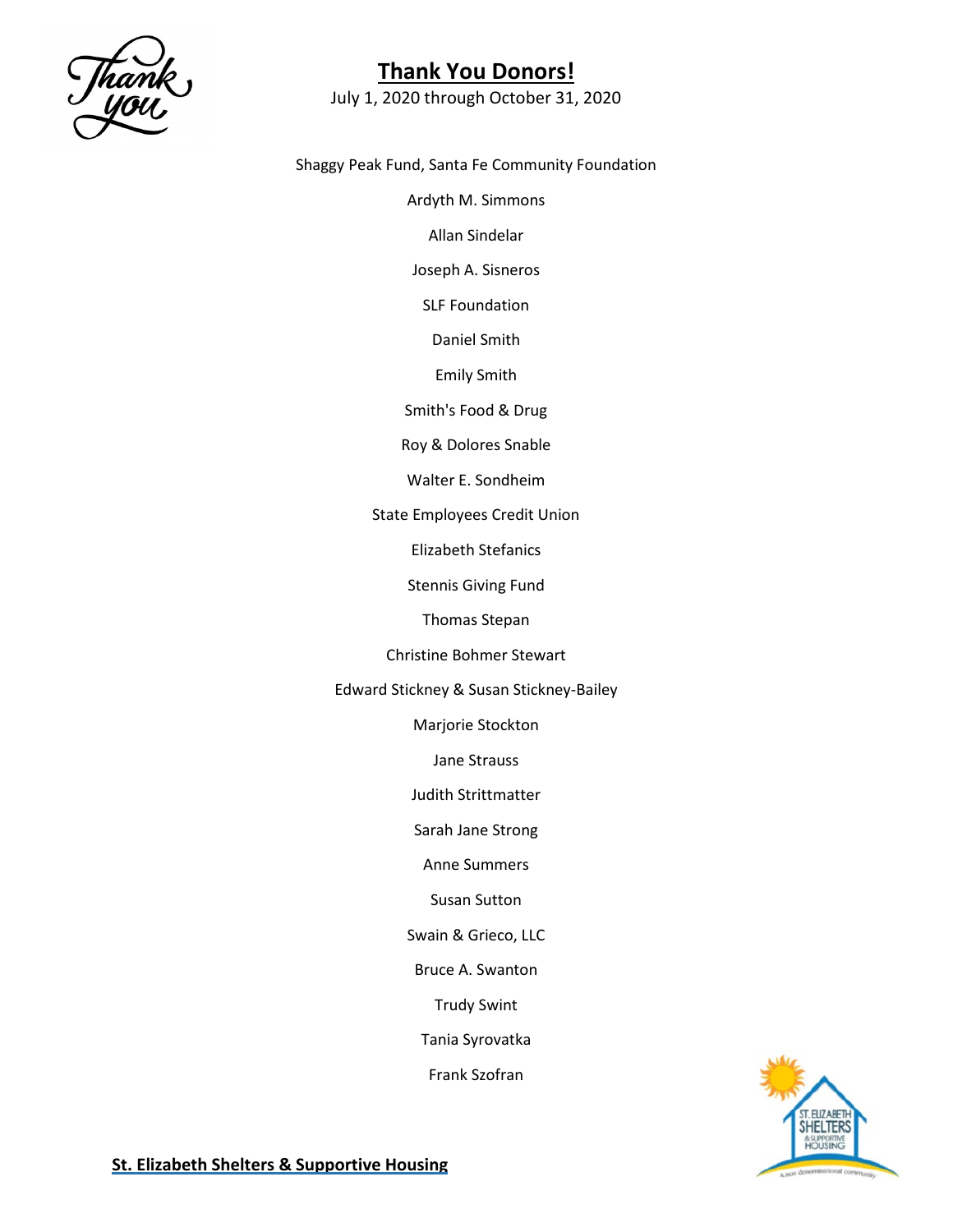# Thank You Donors!

July 1, 2020 through October 31, 2020

Shaggy Peak Fund, Santa Fe Community Foundation

Ardyth M. Simmons

Allan Sindelar

Joseph A. Sisneros

SLF Foundation

Daniel Smith

Emily Smith

Smith's Food & Drug

Roy & Dolores Snable

Walter E. Sondheim

State Employees Credit Union

Elizabeth Stefanics

Stennis Giving Fund

Thomas Stepan

Christine Bohmer Stewart

Edward Stickney & Susan Stickney-Bailey

Marjorie Stockton

Jane Strauss

Judith Strittmatter

Sarah Jane Strong

Anne Summers

Susan Sutton

Swain & Grieco, LLC

Bruce A. Swanton

Trudy Swint

Tania Syrovatka

Frank Szofran

**St. Elizabeth Shelters & Supportive Housing**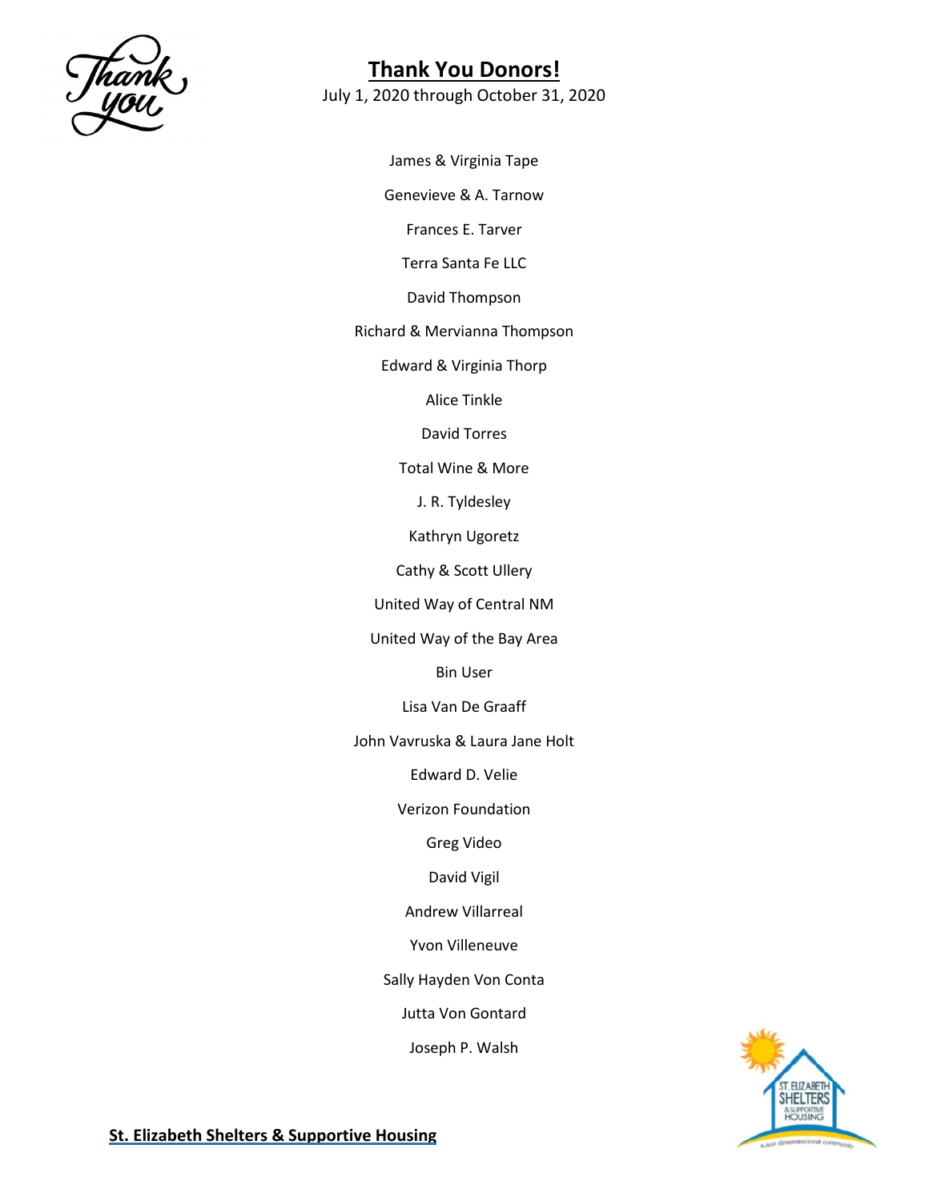# Thank You Donors!

July 1, 2020 through October 31, 2020

James & Virginia Tape

Genevieve & A. Tarnow

Frances E. Tarver

Terra Santa Fe LLC

David Thompson

Richard & Mervianna Thompson

Edward & Virginia Thorp

Alice Tinkle

David Torres

Total Wine & More

J. R. Tyldesley

Kathryn Ugoretz

Cathy & Scott Ullery

United Way of Central NM

United Way of the Bay Area

Bin User

Lisa Van De Graaff

John Vavruska & Laura Jane Holt

Edward D. Velie

Verizon Foundation

Greg Video

David Vigil

Andrew Villarreal

Yvon Villeneuve

Sally Hayden Von Conta

Jutta Von Gontard

Joseph P. Walsh

**St. Elizabeth Shelters & Supportive Housing**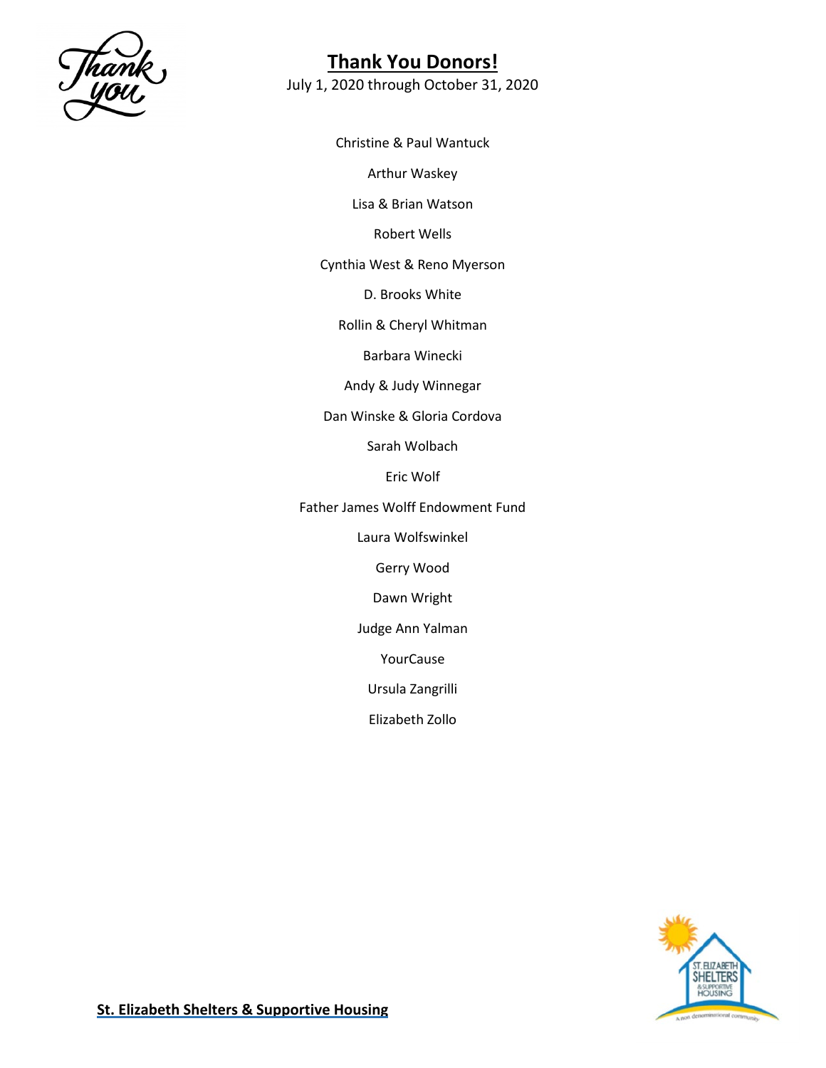# Thank You Donors!

July 1, 2020 through October 31, 2020

Christine & Paul Wantuck

Arthur Waskey

Lisa & Brian Watson

Robert Wells

Cynthia West & Reno Myerson

D. Brooks White

Rollin & Cheryl Whitman

Barbara Winecki

Andy & Judy Winnegar

Dan Winske & Gloria Cordova

Sarah Wolbach

Eric Wolf

Father James Wolff Endowment Fund

Laura Wolfswinkel

Gerry Wood

Dawn Wright

Judge Ann Yalman

YourCause

Ursula Zangrilli

Elizabeth Zollo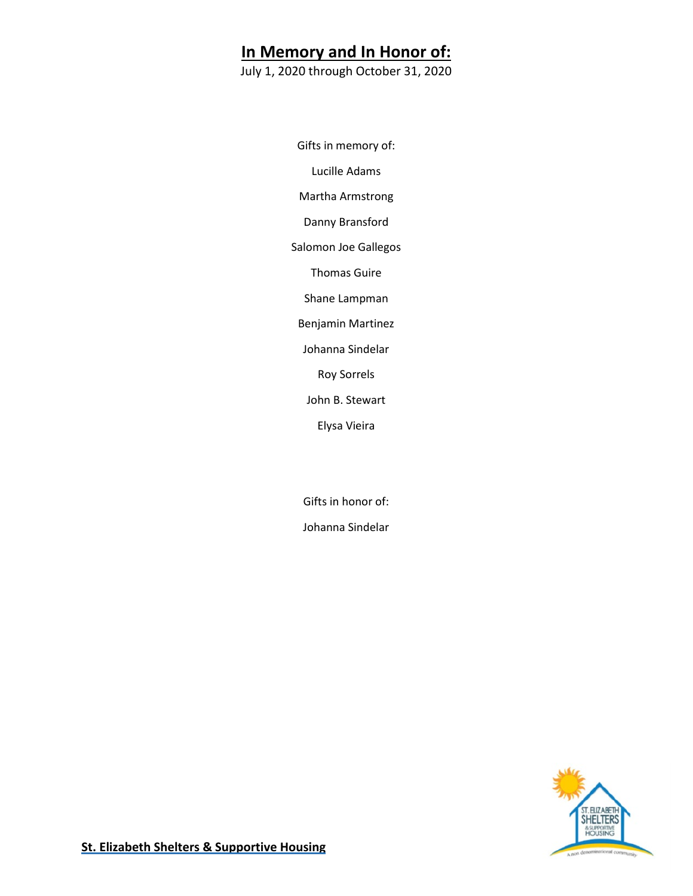# In Memory and In Honor of:

July 1, 2020 through October 31, 2020

Gifts in memory of:

Lucille Adams

Martha Armstrong

Danny Bransford

Salomon Joe Gallegos

Thomas Guire

Shane Lampman

Benjamin Martinez

Johanna Sindelar

Roy Sorrels

John B. Stewart

Elysa Vieira

Gifts in honor of:

Johanna Sindelar

**St. Elizabeth Shelters & Supportive Housing**